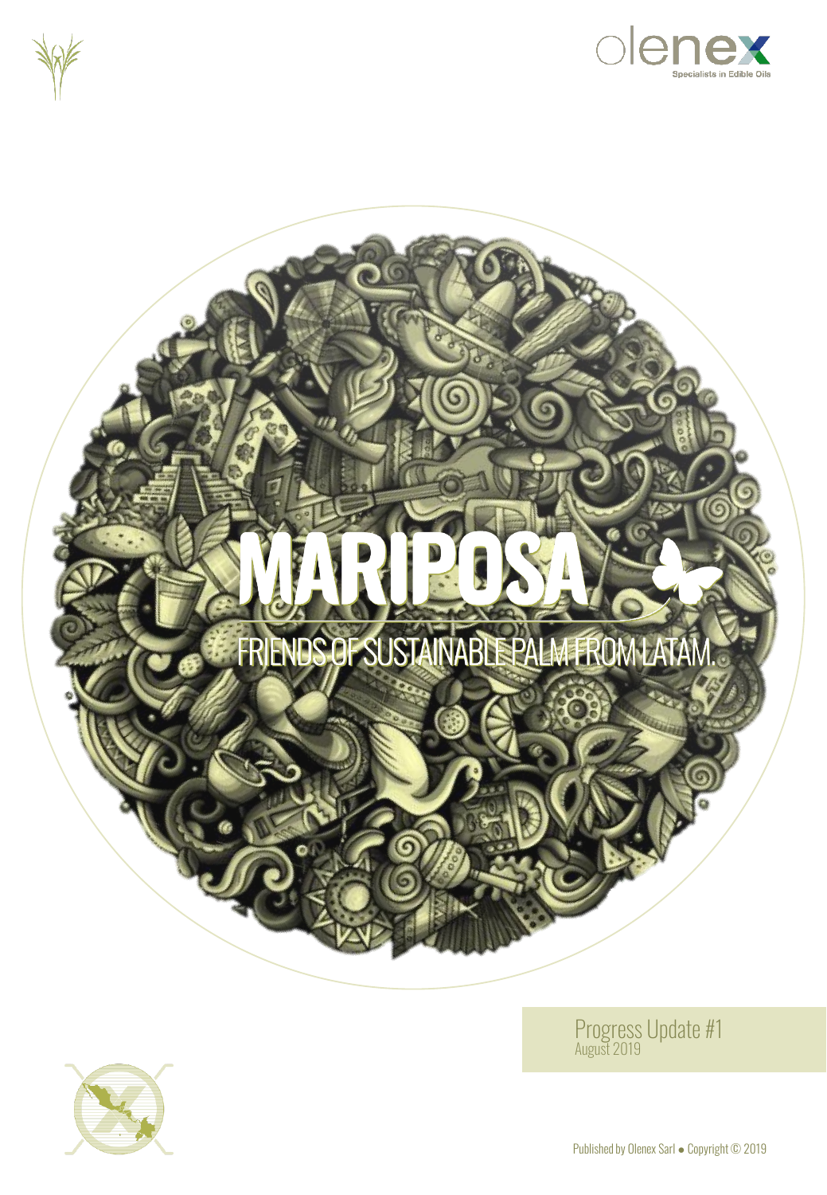olenex

Specialists in Edible Oils

# MARIPOSA

## FRIENDS OF SUSTAINABLE PALM FROM LATAM.

Progress Update #1
August 2019

Published by Olenex Sarl ● Copyright © 2019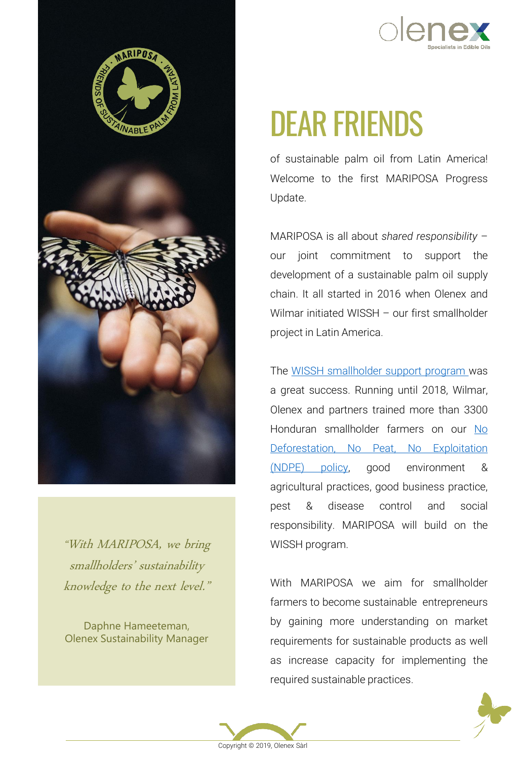# DEAR FRIENDS

of sustainable palm oil from Latin America! Welcome to the first MARIPOSA Progress Update.

MARIPOSA is all about *shared responsibility* – our joint commitment to support the development of a sustainable palm oil supply chain. It all started in 2016 when Olenex and Wilmar initiated WISSH – our first smallholder project in Latin America.

The WISSH smallholder support program was a great success. Running until 2018, Wilmar, Olenex and partners trained more than 3300 Honduran smallholder farmers on our No Deforestation, No Peat, No Exploitation (NDPE) policy, good environment & agricultural practices, good business practice, pest & disease control and social responsibility. MARIPOSA will build on the WISSH program.

With MARIPOSA we aim for smallholder farmers to become sustainable entrepreneurs by gaining more understanding on market requirements for sustainable products as well as increase capacity for implementing the required sustainable practices.

*"With MARIPOSA, we bring smallholders' sustainability knowledge to the next level."*

Daphne Hameeteman,
Olenex Sustainability Manager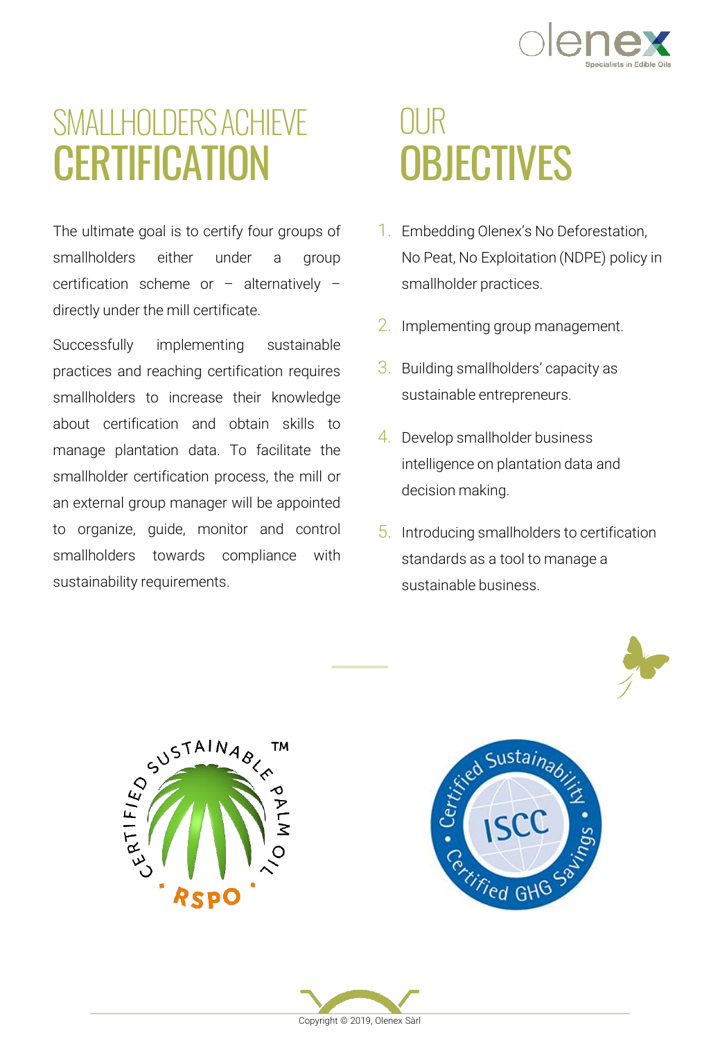# SMALLHOLDERS ACHIEVE CERTIFICATION

The ultimate goal is to certify four groups of smallholders either under a group certification scheme or – alternatively – directly under the mill certificate.

Successfully implementing sustainable practices and reaching certification requires smallholders to increase their knowledge about certification and obtain skills to manage plantation data. To facilitate the smallholder certification process, the mill or an external group manager will be appointed to organize, guide, monitor and control smallholders towards compliance with sustainability requirements.

# OUR OBJECTIVES

1. Embedding Olenex's No Deforestation, No Peat, No Exploitation (NDPE) policy in smallholder practices.
2. Implementing group management.
3. Building smallholders' capacity as sustainable entrepreneurs.
4. Develop smallholder business intelligence on plantation data and decision making.
5. Introducing smallholders to certification standards as a tool to manage a sustainable business.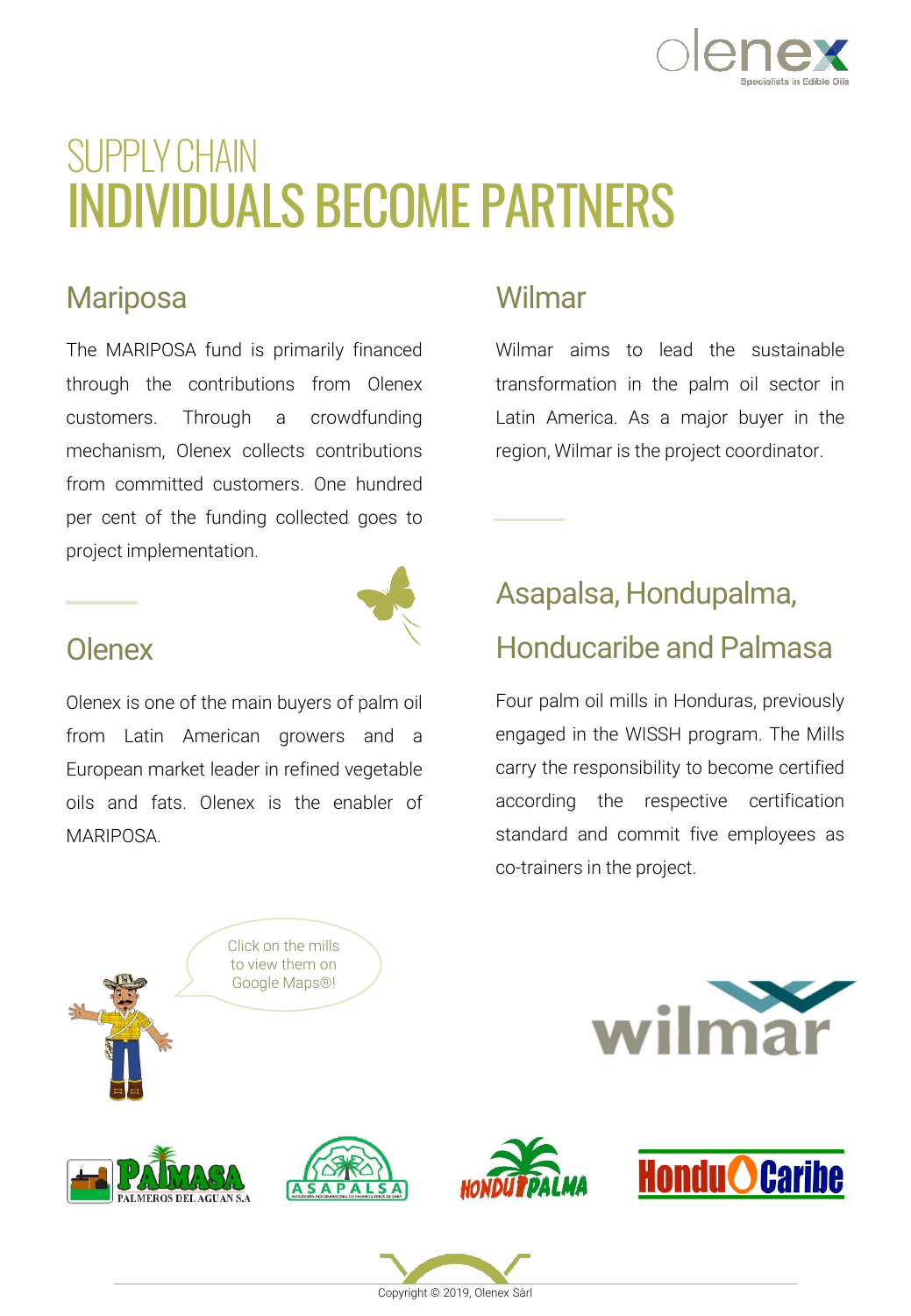# SUPPLY CHAIN
# INDIVIDUALS BECOME PARTNERS

## Mariposa

The MARIPOSA fund is primarily financed through the contributions from Olenex customers. Through a crowdfunding mechanism, Olenex collects contributions from committed customers. One hundred per cent of the funding collected goes to project implementation.

## Olenex

Olenex is one of the main buyers of palm oil from Latin American growers and a European market leader in refined vegetable oils and fats. Olenex is the enabler of MARIPOSA.

## Wilmar

Wilmar aims to lead the sustainable transformation in the palm oil sector in Latin America. As a major buyer in the region, Wilmar is the project coordinator.

## Asapalsa, Hondupalma, Honducaribe and Palmasa

Four palm oil mills in Honduras, previously engaged in the WISSH program. The Mills carry the responsibility to become certified according the respective certification standard and commit five employees as co-trainers in the project.

Click on the mills to view them on Google Maps®!

Copyright © 2019, Olenex Sàrl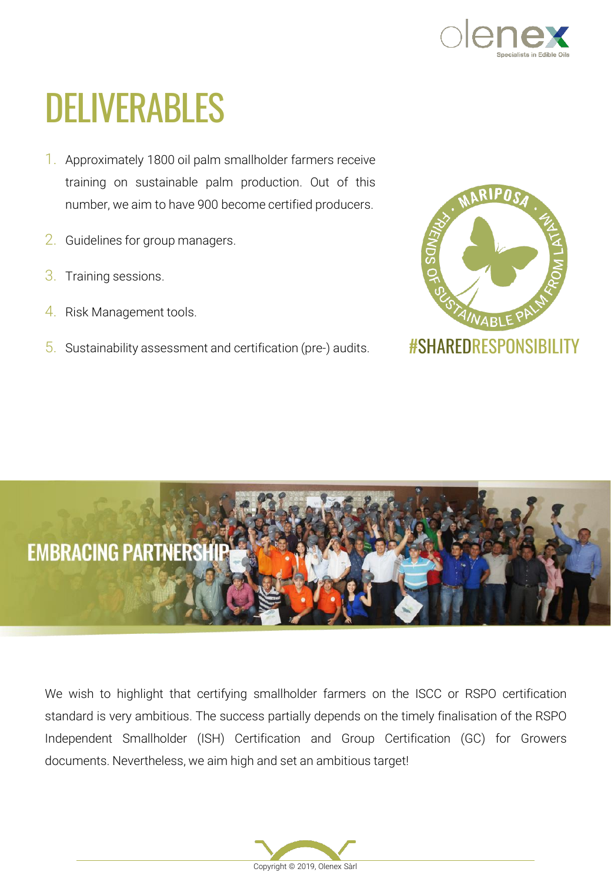# DELIVERABLES

1. Approximately 1800 oil palm smallholder farmers receive training on sustainable palm production. Out of this number, we aim to have 900 become certified producers.
2. Guidelines for group managers.
3. Training sessions.
4. Risk Management tools.
5. Sustainability assessment and certification (pre-) audits.

MARIPOSA · FRIENDS OF SUSTAINABLE PALM FROM LATAM ·

#SHAREDRESPONSIBILITY

## EMBRACING PARTNERSHIP

We wish to highlight that certifying smallholder farmers on the ISCC or RSPO certification standard is very ambitious. The success partially depends on the timely finalisation of the RSPO Independent Smallholder (ISH) Certification and Group Certification (GC) for Growers documents. Nevertheless, we aim high and set an ambitious target!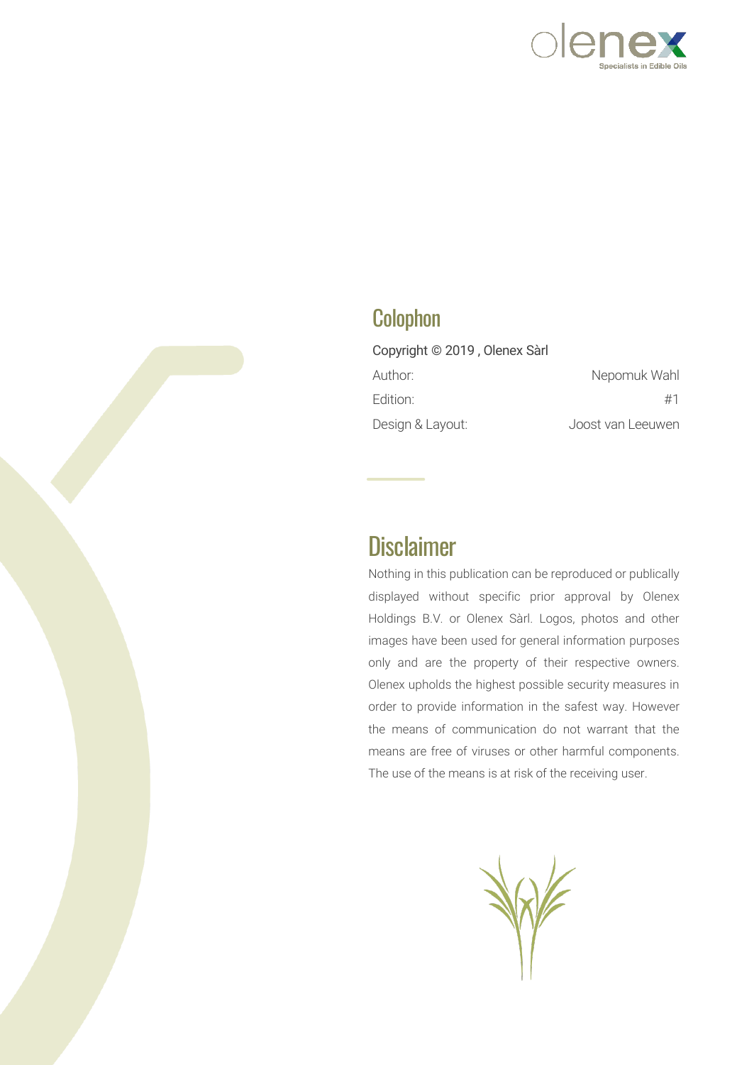## Colophon

Copyright © 2019 , Olenex Sàrl

| | |
|---|---|
| Author: | Nepomuk Wahl |
| Edition: | #1 |
| Design & Layout: | Joost van Leeuwen |

## Disclaimer

Nothing in this publication can be reproduced or publically displayed without specific prior approval by Olenex Holdings B.V. or Olenex Sàrl. Logos, photos and other images have been used for general information purposes only and are the property of their respective owners. Olenex upholds the highest possible security measures in order to provide information in the safest way. However the means of communication do not warrant that the means are free of viruses or other harmful components. The use of the means is at risk of the receiving user.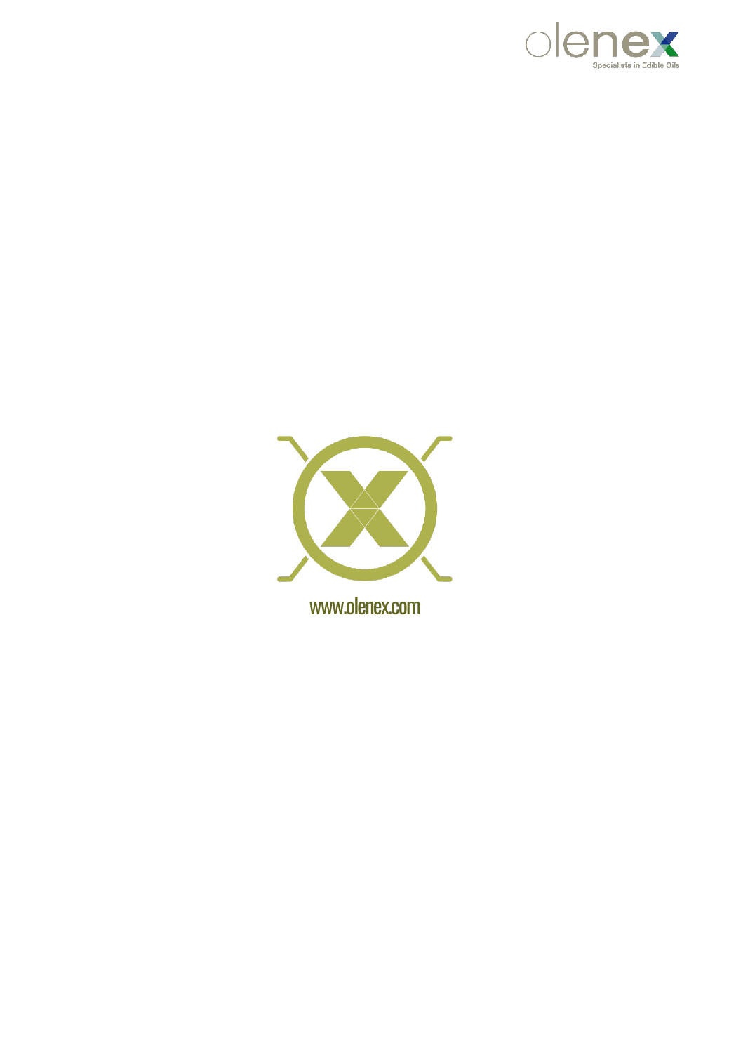www.olenex.com